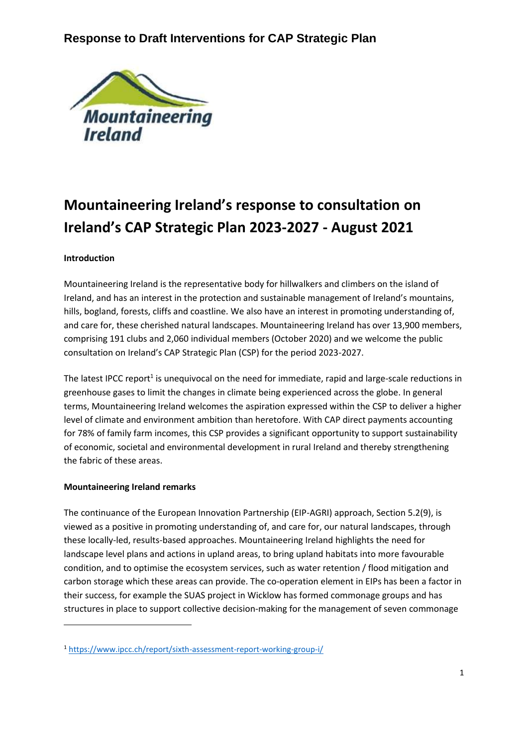# Mountaineering Ireland's response to consultation on Ireland's CAP Strategic Plan 2023-2027 - August 2021

**Introduction**

Mountaineering Ireland is the representative body for hillwalkers and climbers on the island of Ireland, and has an interest in the protection and sustainable management of Ireland's mountains, hills, bogland, forests, cliffs and coastline. We also have an interest in promoting understanding of, and care for, these cherished natural landscapes. Mountaineering Ireland has over 13,900 members, comprising 191 clubs and 2,060 individual members (October 2020) and we welcome the public consultation on Ireland's CAP Strategic Plan (CSP) for the period 2023-2027.

The latest IPCC report[1] is unequivocal on the need for immediate, rapid and large-scale reductions in greenhouse gases to limit the changes in climate being experienced across the globe. In general terms, Mountaineering Ireland welcomes the aspiration expressed within the CSP to deliver a higher level of climate and environment ambition than heretofore. With CAP direct payments accounting for 78% of family farm incomes, this CSP provides a significant opportunity to support sustainability of economic, societal and environmental development in rural Ireland and thereby strengthening the fabric of these areas.

**Mountaineering Ireland remarks**

The continuance of the European Innovation Partnership (EIP-AGRI) approach, Section 5.2(9), is viewed as a positive in promoting understanding of, and care for, our natural landscapes, through these locally-led, results-based approaches. Mountaineering Ireland highlights the need for landscape level plans and actions in upland areas, to bring upland habitats into more favourable condition, and to optimise the ecosystem services, such as water retention / flood mitigation and carbon storage which these areas can provide. The co-operation element in EIPs has been a factor in their success, for example the SUAS project in Wicklow has formed commonage groups and has structures in place to support collective decision-making for the management of seven commonage

[1] https://www.ipcc.ch/report/sixth-assessment-report-working-group-i/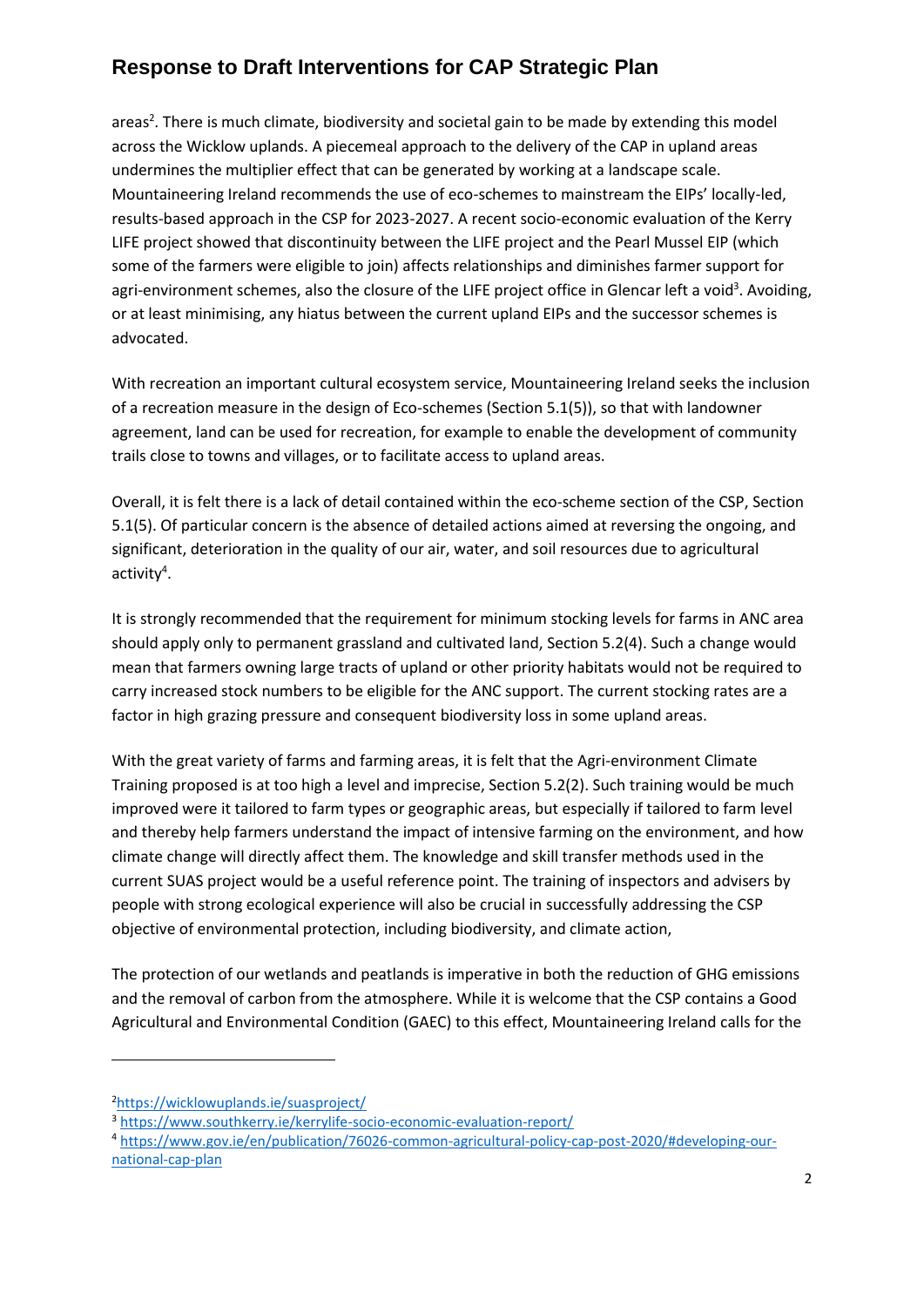areas[2]. There is much climate, biodiversity and societal gain to be made by extending this model across the Wicklow uplands. A piecemeal approach to the delivery of the CAP in upland areas undermines the multiplier effect that can be generated by working at a landscape scale. Mountaineering Ireland recommends the use of eco-schemes to mainstream the EIPs' locally-led, results-based approach in the CSP for 2023-2027. A recent socio-economic evaluation of the Kerry LIFE project showed that discontinuity between the LIFE project and the Pearl Mussel EIP (which some of the farmers were eligible to join) affects relationships and diminishes farmer support for agri-environment schemes, also the closure of the LIFE project office in Glencar left a void[3]. Avoiding, or at least minimising, any hiatus between the current upland EIPs and the successor schemes is advocated.

With recreation an important cultural ecosystem service, Mountaineering Ireland seeks the inclusion of a recreation measure in the design of Eco-schemes (Section 5.1(5)), so that with landowner agreement, land can be used for recreation, for example to enable the development of community trails close to towns and villages, or to facilitate access to upland areas.

Overall, it is felt there is a lack of detail contained within the eco-scheme section of the CSP, Section 5.1(5). Of particular concern is the absence of detailed actions aimed at reversing the ongoing, and significant, deterioration in the quality of our air, water, and soil resources due to agricultural activity[4].

It is strongly recommended that the requirement for minimum stocking levels for farms in ANC area should apply only to permanent grassland and cultivated land, Section 5.2(4). Such a change would mean that farmers owning large tracts of upland or other priority habitats would not be required to carry increased stock numbers to be eligible for the ANC support. The current stocking rates are a factor in high grazing pressure and consequent biodiversity loss in some upland areas.

With the great variety of farms and farming areas, it is felt that the Agri-environment Climate Training proposed is at too high a level and imprecise, Section 5.2(2). Such training would be much improved were it tailored to farm types or geographic areas, but especially if tailored to farm level and thereby help farmers understand the impact of intensive farming on the environment, and how climate change will directly affect them. The knowledge and skill transfer methods used in the current SUAS project would be a useful reference point. The training of inspectors and advisers by people with strong ecological experience will also be crucial in successfully addressing the CSP objective of environmental protection, including biodiversity, and climate action,

The protection of our wetlands and peatlands is imperative in both the reduction of GHG emissions and the removal of carbon from the atmosphere. While it is welcome that the CSP contains a Good Agricultural and Environmental Condition (GAEC) to this effect, Mountaineering Ireland calls for the

---

[2] https://wicklowuplands.ie/suasproject/

[3] https://www.southkerry.ie/kerrylife-socio-economic-evaluation-report/

[4] https://www.gov.ie/en/publication/76026-common-agricultural-policy-cap-post-2020/#developing-our-national-cap-plan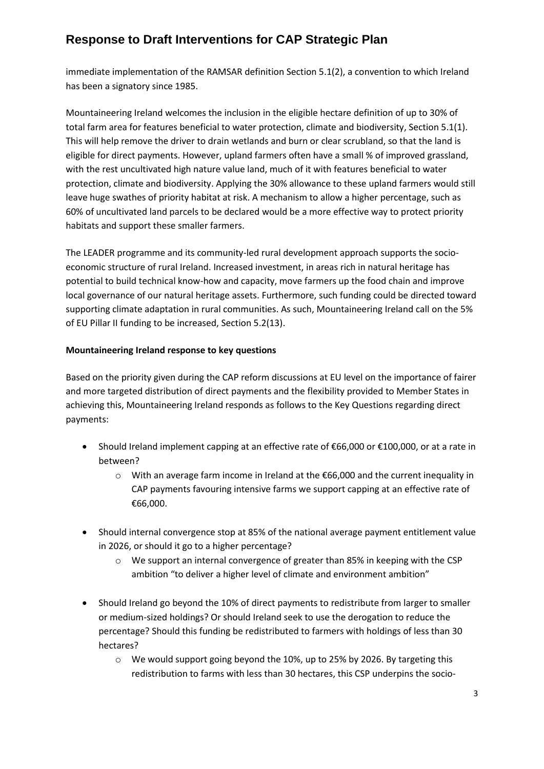immediate implementation of the RAMSAR definition Section 5.1(2), a convention to which Ireland has been a signatory since 1985.

Mountaineering Ireland welcomes the inclusion in the eligible hectare definition of up to 30% of total farm area for features beneficial to water protection, climate and biodiversity, Section 5.1(1). This will help remove the driver to drain wetlands and burn or clear scrubland, so that the land is eligible for direct payments. However, upland farmers often have a small % of improved grassland, with the rest uncultivated high nature value land, much of it with features beneficial to water protection, climate and biodiversity. Applying the 30% allowance to these upland farmers would still leave huge swathes of priority habitat at risk. A mechanism to allow a higher percentage, such as 60% of uncultivated land parcels to be declared would be a more effective way to protect priority habitats and support these smaller farmers.

The LEADER programme and its community-led rural development approach supports the socio-economic structure of rural Ireland. Increased investment, in areas rich in natural heritage has potential to build technical know-how and capacity, move farmers up the food chain and improve local governance of our natural heritage assets. Furthermore, such funding could be directed toward supporting climate adaptation in rural communities. As such, Mountaineering Ireland call on the 5% of EU Pillar II funding to be increased, Section 5.2(13).

**Mountaineering Ireland response to key questions**

Based on the priority given during the CAP reform discussions at EU level on the importance of fairer and more targeted distribution of direct payments and the flexibility provided to Member States in achieving this, Mountaineering Ireland responds as follows to the Key Questions regarding direct payments:

- Should Ireland implement capping at an effective rate of €66,000 or €100,000, or at a rate in between?
  - With an average farm income in Ireland at the €66,000 and the current inequality in CAP payments favouring intensive farms we support capping at an effective rate of €66,000.

- Should internal convergence stop at 85% of the national average payment entitlement value in 2026, or should it go to a higher percentage?
  - We support an internal convergence of greater than 85% in keeping with the CSP ambition "to deliver a higher level of climate and environment ambition"

- Should Ireland go beyond the 10% of direct payments to redistribute from larger to smaller or medium-sized holdings? Or should Ireland seek to use the derogation to reduce the percentage? Should this funding be redistributed to farmers with holdings of less than 30 hectares?
  - We would support going beyond the 10%, up to 25% by 2026. By targeting this redistribution to farms with less than 30 hectares, this CSP underpins the socio-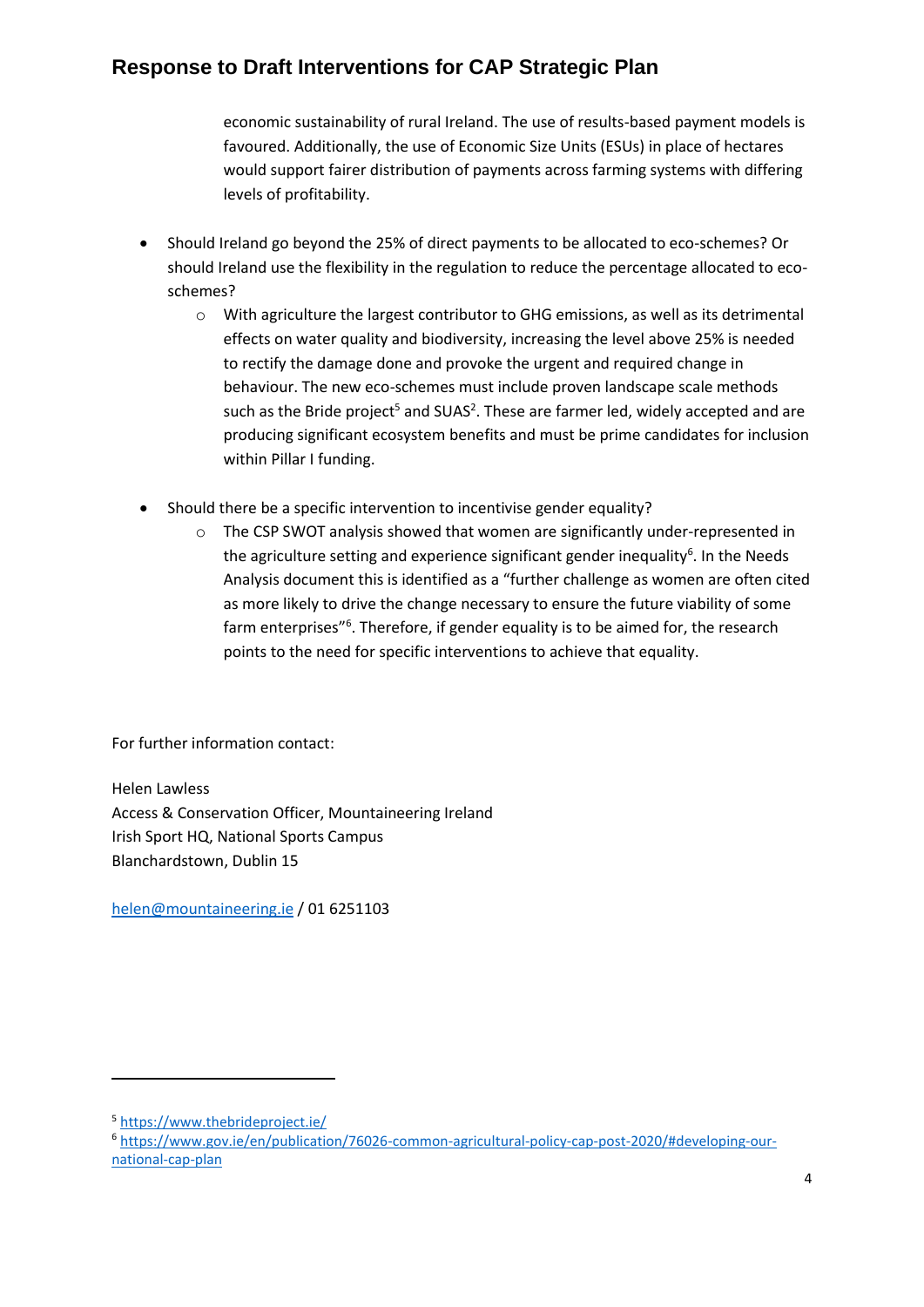economic sustainability of rural Ireland. The use of results-based payment models is favoured. Additionally, the use of Economic Size Units (ESUs) in place of hectares would support fairer distribution of payments across farming systems with differing levels of profitability.

- Should Ireland go beyond the 25% of direct payments to be allocated to eco-schemes? Or should Ireland use the flexibility in the regulation to reduce the percentage allocated to eco-schemes?
    - With agriculture the largest contributor to GHG emissions, as well as its detrimental effects on water quality and biodiversity, increasing the level above 25% is needed to rectify the damage done and provoke the urgent and required change in behaviour. The new eco-schemes must include proven landscape scale methods such as the Bride project[5] and SUAS[2]. These are farmer led, widely accepted and are producing significant ecosystem benefits and must be prime candidates for inclusion within Pillar I funding.

- Should there be a specific intervention to incentivise gender equality?
    - The CSP SWOT analysis showed that women are significantly under-represented in the agriculture setting and experience significant gender inequality[6]. In the Needs Analysis document this is identified as a "further challenge as women are often cited as more likely to drive the change necessary to ensure the future viability of some farm enterprises"[6]. Therefore, if gender equality is to be aimed for, the research points to the need for specific interventions to achieve that equality.

For further information contact:

Helen Lawless
Access & Conservation Officer, Mountaineering Ireland
Irish Sport HQ, National Sports Campus
Blanchardstown, Dublin 15

helen@mountaineering.ie / 01 6251103

---

[5] https://www.thebrideproject.ie/

[6] https://www.gov.ie/en/publication/76026-common-agricultural-policy-cap-post-2020/#developing-our-national-cap-plan